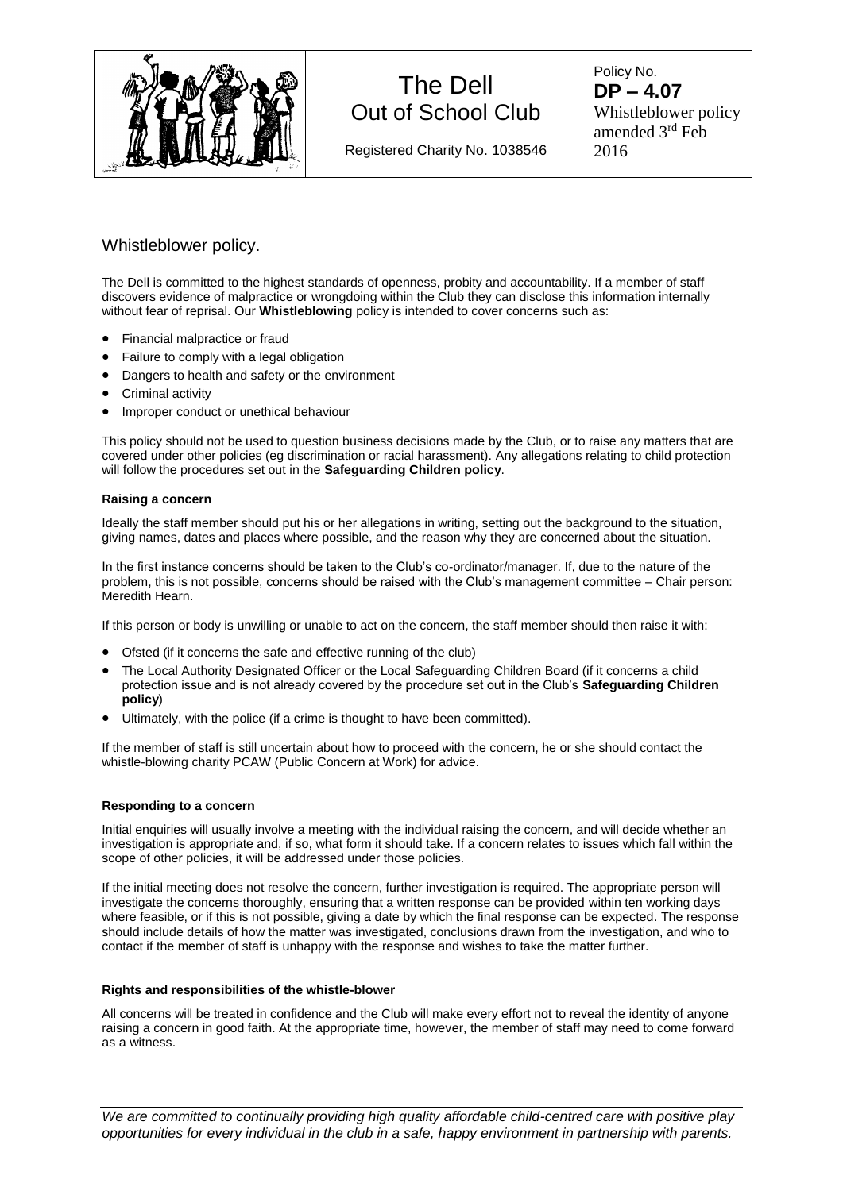| The Dell Out of School Club | Policy No. **DP – 4.07** Whistleblower policy amended 3rd Feb 2016 |
|---|---|
| Registered Charity No. 1038546 | |

## Whistleblower policy.

The Dell is committed to the highest standards of openness, probity and accountability. If a member of staff discovers evidence of malpractice or wrongdoing within the Club they can disclose this information internally without fear of reprisal. Our **Whistleblowing** policy is intended to cover concerns such as:

- Financial malpractice or fraud
- Failure to comply with a legal obligation
- Dangers to health and safety or the environment
- Criminal activity
- Improper conduct or unethical behaviour

This policy should not be used to question business decisions made by the Club, or to raise any matters that are covered under other policies (eg discrimination or racial harassment). Any allegations relating to child protection will follow the procedures set out in the **Safeguarding Children policy**.

### Raising a concern

Ideally the staff member should put his or her allegations in writing, setting out the background to the situation, giving names, dates and places where possible, and the reason why they are concerned about the situation.

In the first instance concerns should be taken to the Club's co-ordinator/manager. If, due to the nature of the problem, this is not possible, concerns should be raised with the Club's management committee – Chair person: Meredith Hearn.

If this person or body is unwilling or unable to act on the concern, the staff member should then raise it with:

- Ofsted (if it concerns the safe and effective running of the club)
- The Local Authority Designated Officer or the Local Safeguarding Children Board (if it concerns a child protection issue and is not already covered by the procedure set out in the Club's **Safeguarding Children policy**)
- Ultimately, with the police (if a crime is thought to have been committed).

If the member of staff is still uncertain about how to proceed with the concern, he or she should contact the whistle-blowing charity PCAW (Public Concern at Work) for advice.

### Responding to a concern

Initial enquiries will usually involve a meeting with the individual raising the concern, and will decide whether an investigation is appropriate and, if so, what form it should take. If a concern relates to issues which fall within the scope of other policies, it will be addressed under those policies.

If the initial meeting does not resolve the concern, further investigation is required. The appropriate person will investigate the concerns thoroughly, ensuring that a written response can be provided within ten working days where feasible, or if this is not possible, giving a date by which the final response can be expected. The response should include details of how the matter was investigated, conclusions drawn from the investigation, and who to contact if the member of staff is unhappy with the response and wishes to take the matter further.

### Rights and responsibilities of the whistle-blower

All concerns will be treated in confidence and the Club will make every effort not to reveal the identity of anyone raising a concern in good faith. At the appropriate time, however, the member of staff may need to come forward as a witness.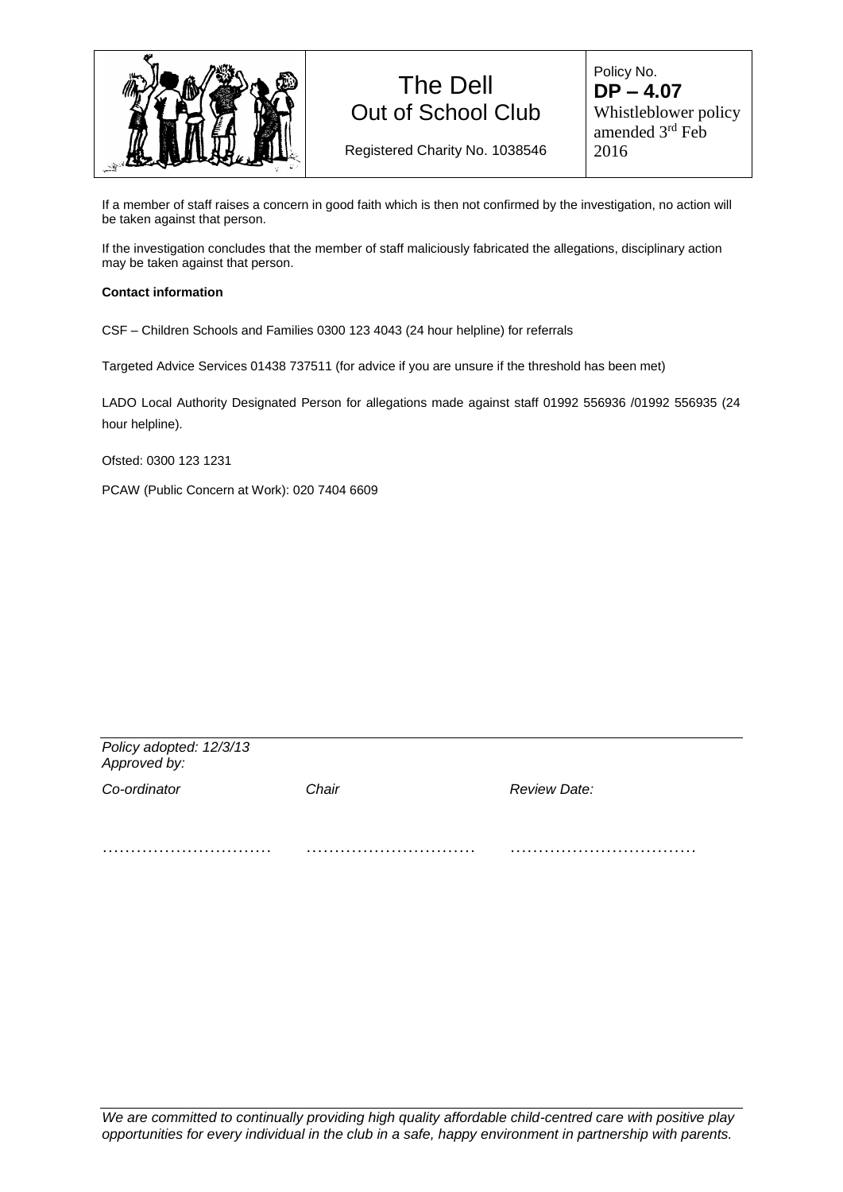If a member of staff raises a concern in good faith which is then not confirmed by the investigation, no action will be taken against that person.

If the investigation concludes that the member of staff maliciously fabricated the allegations, disciplinary action may be taken against that person.

**Contact information**

CSF – Children Schools and Families 0300 123 4043 (24 hour helpline) for referrals

Targeted Advice Services 01438 737511 (for advice if you are unsure if the threshold has been met)

LADO Local Authority Designated Person for allegations made against staff 01992 556936 /01992 556935 (24 hour helpline).

Ofsted: 0300 123 1231

PCAW (Public Concern at Work): 020 7404 6609

*Policy adopted: 12/3/13*
*Approved by:*

| | | |
|---|---|---|
| *Co-ordinator* | *Chair* | *Review Date:* |
| ………………………… | ………………………… | …………………………… |

*We are committed to continually providing high quality affordable child-centred care with positive play opportunities for every individual in the club in a safe, happy environment in partnership with parents.*